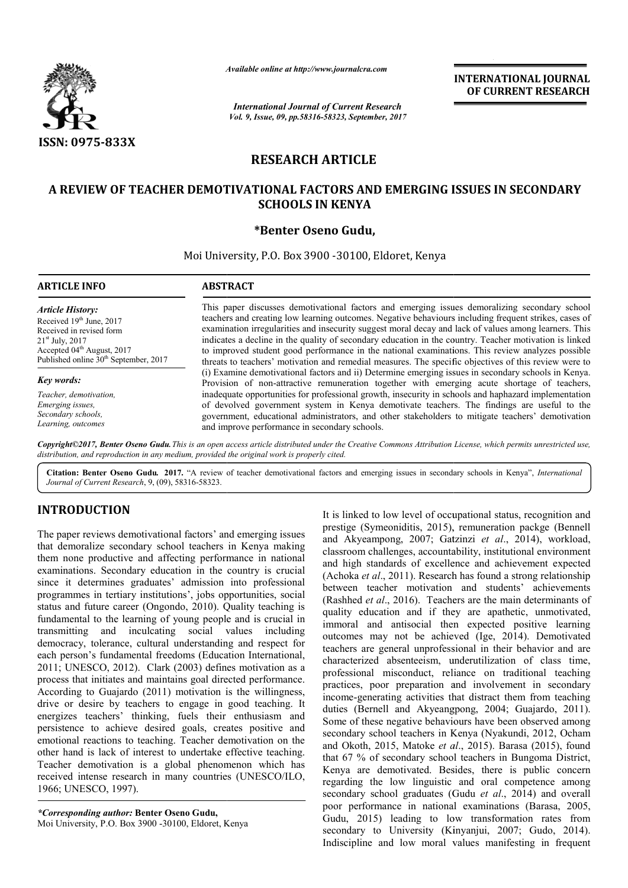*Available online at http://www.journalcra.com*

*International Journal of Current Research*
*Vol. 9, Issue, 09, pp.58316-58323, September, 2017*

**INTERNATIONAL JOURNAL OF CURRENT RESEARCH**

ISSN: 0975-833X

**RESEARCH ARTICLE**

# A REVIEW OF TEACHER DEMOTIVATIONAL FACTORS AND EMERGING ISSUES IN SECONDARY SCHOOLS IN KENYA

**\*Benter Oseno Gudu,**

Moi University, P.O. Box 3900 -30100, Eldoret, Kenya

## ARTICLE INFO

*Article History:*

Received 19th June, 2017
Received in revised form
21st July, 2017
Accepted 04th August, 2017
Published online 30th September, 2017

*Key words:*

*Teacher, demotivation,*
*Emerging issues,*
*Secondary schools,*
*Learning, outcomes*

## ABSTRACT

This paper discusses demotivational factors and emerging issues demoralizing secondary school teachers and creating low learning outcomes. Negative behaviours including frequent strikes, cases of examination irregularities and insecurity suggest moral decay and lack of values among learners. This indicates a decline in the quality of secondary education in the country. Teacher motivation is linked to improved student good performance in the national examinations. This review analyzes possible threats to teachers' motivation and remedial measures. The specific objectives of this review were to (i) Examine demotivational factors and ii) Determine emerging issues in secondary schools in Kenya. Provision of non-attractive remuneration together with emerging acute shortage of teachers, inadequate opportunities for professional growth, insecurity in schools and haphazard implementation of devolved government system in Kenya demotivate teachers. The findings are useful to the government, educational administrators, and other stakeholders to mitigate teachers' demotivation and improve performance in secondary schools.

*Copyright©2017, Benter Oseno Gudu. This is an open access article distributed under the Creative Commons Attribution License, which permits unrestricted use, distribution, and reproduction in any medium, provided the original work is properly cited.*

**Citation: Benter Oseno Gudu. 2017.** "A review of teacher demotivational factors and emerging issues in secondary schools in Kenya", *International Journal of Current Research*, 9, (09), 58316-58323.

## INTRODUCTION

The paper reviews demotivational factors' and emerging issues that demoralize secondary school teachers in Kenya making them none productive and affecting performance in national examinations. Secondary education in the country is crucial since it determines graduates' admission into professional programmes in tertiary institutions', jobs opportunities, social status and future career (Ongondo, 2010). Quality teaching is fundamental to the learning of young people and is crucial in transmitting and inculcating social values including democracy, tolerance, cultural understanding and respect for each person's fundamental freedoms (Education International, 2011; UNESCO, 2012). Clark (2003) defines motivation as a process that initiates and maintains goal directed performance. According to Guajardo (2011) motivation is the willingness, drive or desire by teachers to engage in good teaching. It energizes teachers' thinking, fuels their enthusiasm and persistence to achieve desired goals, creates positive and emotional reactions to teaching. Teacher demotivation on the other hand is lack of interest to undertake effective teaching. Teacher demotivation is a global phenomenon which has received intense research in many countries (UNESCO/ILO, 1966; UNESCO, 1997).

It is linked to low level of occupational status, recognition and prestige (Symeoniditis, 2015), remuneration packge (Bennell and Akyeampong, 2007; Gatzinzi *et al*., 2014), workload, classroom challenges, accountability, institutional environment and high standards of excellence and achievement expected (Achoka *et al*., 2011). Research has found a strong relationship between teacher motivation and students' achievements (Rashhed *et al*., 2016). Teachers are the main determinants of quality education and if they are apathetic, unmotivated, immoral and antisocial then expected positive learning outcomes may not be achieved (Ige, 2014). Demotivated teachers are general unprofessional in their behavior and are characterized absenteeism, underutilization of class time, professional misconduct, reliance on traditional teaching practices, poor preparation and involvement in secondary income-generating activities that distract them from teaching duties (Bernell and Akyeangpong, 2004; Guajardo, 2011). Some of these negative behaviours have been observed among secondary school teachers in Kenya (Nyakundi, 2012, Ocham and Okoth, 2015, Matoke *et al*., 2015). Barasa (2015), found that 67 % of secondary school teachers in Bungoma District, Kenya are demotivated. Besides, there is public concern regarding the low linguistic and oral competence among secondary school graduates (Gudu *et al*., 2014) and overall poor performance in national examinations (Barasa, 2005, Gudu, 2015) leading to low transformation rates from secondary to University (Kinyanjui, 2007; Gudo, 2014). Indiscipline and low moral values manifesting in frequent

---

*\*Corresponding author:* **Benter Oseno Gudu,**
Moi University, P.O. Box 3900 -30100, Eldoret, Kenya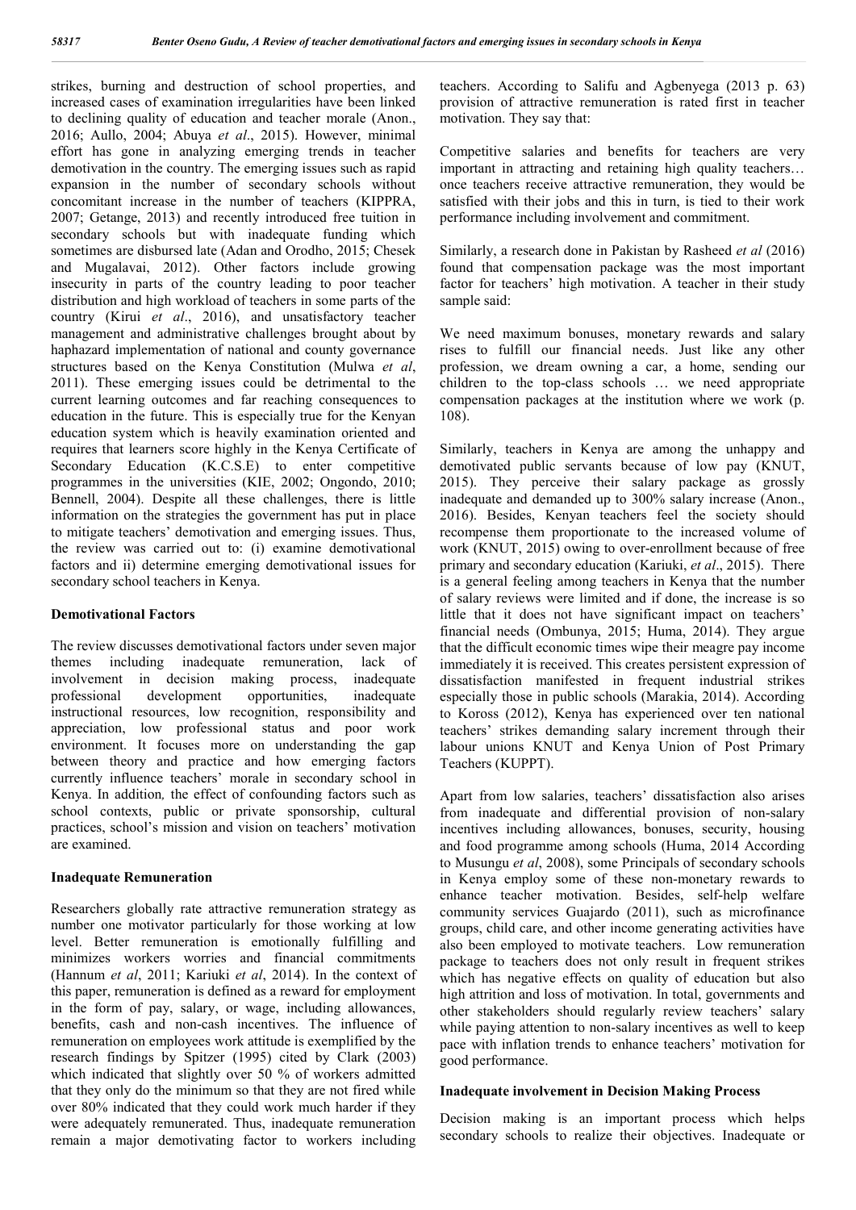strikes, burning and destruction of school properties, and increased cases of examination irregularities have been linked to declining quality of education and teacher morale (Anon., 2016; Aullo, 2004; Abuya *et al*., 2015). However, minimal effort has gone in analyzing emerging trends in teacher demotivation in the country. The emerging issues such as rapid expansion in the number of secondary schools without concomitant increase in the number of teachers (KIPPRA, 2007; Getange, 2013) and recently introduced free tuition in secondary schools but with inadequate funding which sometimes are disbursed late (Adan and Orodho, 2015; Chesek and Mugalavai, 2012). Other factors include growing insecurity in parts of the country leading to poor teacher distribution and high workload of teachers in some parts of the country (Kirui *et al*., 2016), and unsatisfactory teacher management and administrative challenges brought about by haphazard implementation of national and county governance structures based on the Kenya Constitution (Mulwa *et al*, 2011). These emerging issues could be detrimental to the current learning outcomes and far reaching consequences to education in the future. This is especially true for the Kenyan education system which is heavily examination oriented and requires that learners score highly in the Kenya Certificate of Secondary Education (K.C.S.E) to enter competitive programmes in the universities (KIE, 2002; Ongondo, 2010; Bennell, 2004). Despite all these challenges, there is little information on the strategies the government has put in place to mitigate teachers' demotivation and emerging issues. Thus, the review was carried out to: (i) examine demotivational factors and ii) determine emerging demotivational issues for secondary school teachers in Kenya.

## Demotivational Factors

The review discusses demotivational factors under seven major themes including inadequate remuneration, lack of involvement in decision making process, inadequate professional development opportunities, inadequate instructional resources, low recognition, responsibility and appreciation, low professional status and poor work environment. It focuses more on understanding the gap between theory and practice and how emerging factors currently influence teachers' morale in secondary school in Kenya. In addition*,* the effect of confounding factors such as school contexts, public or private sponsorship, cultural practices, school's mission and vision on teachers' motivation are examined.

### Inadequate Remuneration

Researchers globally rate attractive remuneration strategy as number one motivator particularly for those working at low level. Better remuneration is emotionally fulfilling and minimizes workers worries and financial commitments (Hannum *et al*, 2011; Kariuki *et al*, 2014). In the context of this paper, remuneration is defined as a reward for employment in the form of pay, salary, or wage, including allowances, benefits, cash and non-cash incentives. The influence of remuneration on employees work attitude is exemplified by the research findings by Spitzer (1995) cited by Clark (2003) which indicated that slightly over 50 % of workers admitted that they only do the minimum so that they are not fired while over 80% indicated that they could work much harder if they were adequately remunerated. Thus, inadequate remuneration remain a major demotivating factor to workers including teachers. According to Salifu and Agbenyega (2013 p. 63) provision of attractive remuneration is rated first in teacher motivation. They say that:

Competitive salaries and benefits for teachers are very important in attracting and retaining high quality teachers… once teachers receive attractive remuneration, they would be satisfied with their jobs and this in turn, is tied to their work performance including involvement and commitment.

Similarly, a research done in Pakistan by Rasheed *et al* (2016) found that compensation package was the most important factor for teachers' high motivation. A teacher in their study sample said:

We need maximum bonuses, monetary rewards and salary rises to fulfill our financial needs. Just like any other profession, we dream owning a car, a home, sending our children to the top-class schools … we need appropriate compensation packages at the institution where we work (p. 108).

Similarly, teachers in Kenya are among the unhappy and demotivated public servants because of low pay (KNUT, 2015). They perceive their salary package as grossly inadequate and demanded up to 300% salary increase (Anon., 2016). Besides, Kenyan teachers feel the society should recompense them proportionate to the increased volume of work (KNUT, 2015) owing to over-enrollment because of free primary and secondary education (Kariuki, *et al*., 2015). There is a general feeling among teachers in Kenya that the number of salary reviews were limited and if done, the increase is so little that it does not have significant impact on teachers' financial needs (Ombunya, 2015; Huma, 2014). They argue that the difficult economic times wipe their meagre pay income immediately it is received. This creates persistent expression of dissatisfaction manifested in frequent industrial strikes especially those in public schools (Marakia, 2014). According to Koross (2012), Kenya has experienced over ten national teachers' strikes demanding salary increment through their labour unions KNUT and Kenya Union of Post Primary Teachers (KUPPT).

Apart from low salaries, teachers' dissatisfaction also arises from inadequate and differential provision of non-salary incentives including allowances, bonuses, security, housing and food programme among schools (Huma, 2014 According to Musungu *et al*, 2008), some Principals of secondary schools in Kenya employ some of these non-monetary rewards to enhance teacher motivation. Besides, self-help welfare community services Guajardo (2011), such as microfinance groups, child care, and other income generating activities have also been employed to motivate teachers. Low remuneration package to teachers does not only result in frequent strikes which has negative effects on quality of education but also high attrition and loss of motivation. In total, governments and other stakeholders should regularly review teachers' salary while paying attention to non-salary incentives as well to keep pace with inflation trends to enhance teachers' motivation for good performance.

### Inadequate involvement in Decision Making Process

Decision making is an important process which helps secondary schools to realize their objectives. Inadequate or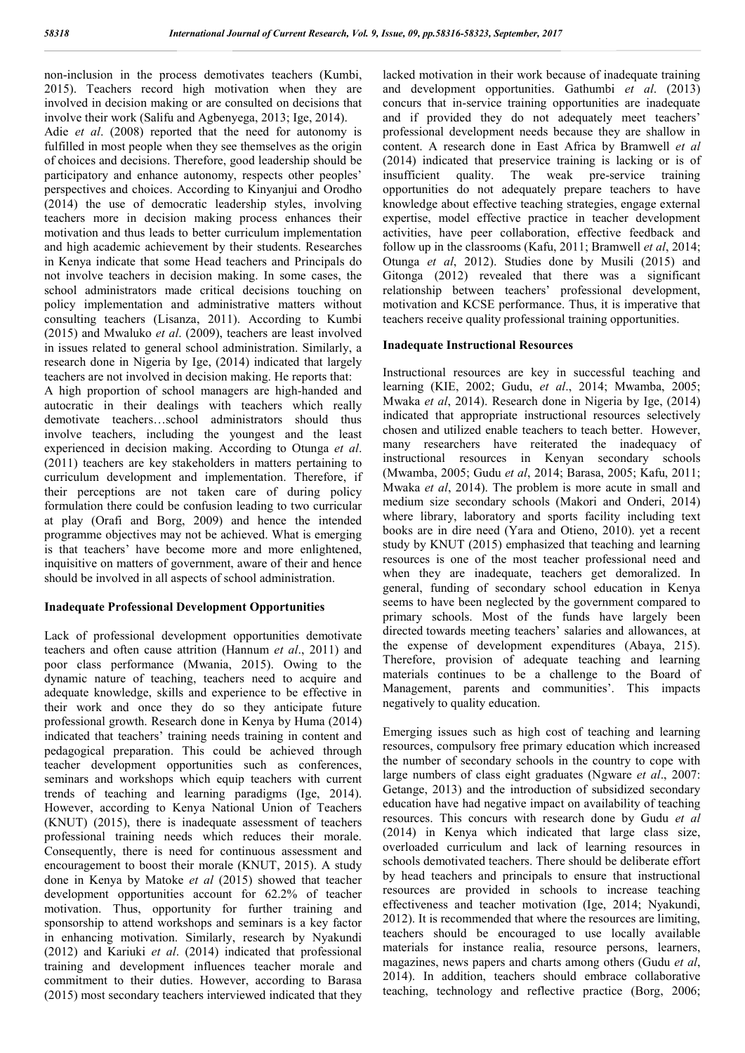non-inclusion in the process demotivates teachers (Kumbi, 2015). Teachers record high motivation when they are involved in decision making or are consulted on decisions that involve their work (Salifu and Agbenyega, 2013; Ige, 2014).

Adie *et al*. (2008) reported that the need for autonomy is fulfilled in most people when they see themselves as the origin of choices and decisions. Therefore, good leadership should be participatory and enhance autonomy, respects other peoples' perspectives and choices. According to Kinyanjui and Orodho (2014) the use of democratic leadership styles, involving teachers more in decision making process enhances their motivation and thus leads to better curriculum implementation and high academic achievement by their students. Researches in Kenya indicate that some Head teachers and Principals do not involve teachers in decision making. In some cases, the school administrators made critical decisions touching on policy implementation and administrative matters without consulting teachers (Lisanza, 2011). According to Kumbi (2015) and Mwaluko *et al*. (2009), teachers are least involved in issues related to general school administration. Similarly, a research done in Nigeria by Ige, (2014) indicated that largely teachers are not involved in decision making. He reports that:

A high proportion of school managers are high-handed and autocratic in their dealings with teachers which really demotivate teachers…school administrators should thus involve teachers, including the youngest and the least experienced in decision making. According to Otunga *et al*. (2011) teachers are key stakeholders in matters pertaining to curriculum development and implementation. Therefore, if their perceptions are not taken care of during policy formulation there could be confusion leading to two curricular at play (Orafi and Borg, 2009) and hence the intended programme objectives may not be achieved. What is emerging is that teachers' have become more and more enlightened, inquisitive on matters of government, aware of their and hence should be involved in all aspects of school administration.

### Inadequate Professional Development Opportunities

Lack of professional development opportunities demotivate teachers and often cause attrition (Hannum *et al*., 2011) and poor class performance (Mwania, 2015). Owing to the dynamic nature of teaching, teachers need to acquire and adequate knowledge, skills and experience to be effective in their work and once they do so they anticipate future professional growth. Research done in Kenya by Huma (2014) indicated that teachers' training needs training in content and pedagogical preparation. This could be achieved through teacher development opportunities such as conferences, seminars and workshops which equip teachers with current trends of teaching and learning paradigms (Ige, 2014). However, according to Kenya National Union of Teachers (KNUT) (2015), there is inadequate assessment of teachers professional training needs which reduces their morale. Consequently, there is need for continuous assessment and encouragement to boost their morale (KNUT, 2015). A study done in Kenya by Matoke *et al* (2015) showed that teacher development opportunities account for 62.2% of teacher motivation. Thus, opportunity for further training and sponsorship to attend workshops and seminars is a key factor in enhancing motivation. Similarly, research by Nyakundi (2012) and Kariuki *et al*. (2014) indicated that professional training and development influences teacher morale and commitment to their duties. However, according to Barasa (2015) most secondary teachers interviewed indicated that they lacked motivation in their work because of inadequate training and development opportunities. Gathumbi *et al*. (2013) concurs that in-service training opportunities are inadequate and if provided they do not adequately meet teachers' professional development needs because they are shallow in content. A research done in East Africa by Bramwell *et al* (2014) indicated that preservice training is lacking or is of insufficient quality. The weak pre-service training opportunities do not adequately prepare teachers to have knowledge about effective teaching strategies, engage external expertise, model effective practice in teacher development activities, have peer collaboration, effective feedback and follow up in the classrooms (Kafu, 2011; Bramwell *et al*, 2014; Otunga *et al*, 2012). Studies done by Musili (2015) and Gitonga (2012) revealed that there was a significant relationship between teachers' professional development, motivation and KCSE performance. Thus, it is imperative that teachers receive quality professional training opportunities.

### Inadequate Instructional Resources

Instructional resources are key in successful teaching and learning (KIE, 2002; Gudu, *et al*., 2014; Mwamba, 2005; Mwaka *et al*, 2014). Research done in Nigeria by Ige, (2014) indicated that appropriate instructional resources selectively chosen and utilized enable teachers to teach better. However, many researchers have reiterated the inadequacy of instructional resources in Kenyan secondary schools (Mwamba, 2005; Gudu *et al*, 2014; Barasa, 2005; Kafu, 2011; Mwaka *et al*, 2014). The problem is more acute in small and medium size secondary schools (Makori and Onderi, 2014) where library, laboratory and sports facility including text books are in dire need (Yara and Otieno, 2010). yet a recent study by KNUT (2015) emphasized that teaching and learning resources is one of the most teacher professional need and when they are inadequate, teachers get demoralized. In general, funding of secondary school education in Kenya seems to have been neglected by the government compared to primary schools. Most of the funds have largely been directed towards meeting teachers' salaries and allowances, at the expense of development expenditures (Abaya, 215). Therefore, provision of adequate teaching and learning materials continues to be a challenge to the Board of Management, parents and communities'. This impacts negatively to quality education.

Emerging issues such as high cost of teaching and learning resources, compulsory free primary education which increased the number of secondary schools in the country to cope with large numbers of class eight graduates (Ngware *et al*., 2007: Getange, 2013) and the introduction of subsidized secondary education have had negative impact on availability of teaching resources. This concurs with research done by Gudu *et al* (2014) in Kenya which indicated that large class size, overloaded curriculum and lack of learning resources in schools demotivated teachers. There should be deliberate effort by head teachers and principals to ensure that instructional resources are provided in schools to increase teaching effectiveness and teacher motivation (Ige, 2014; Nyakundi, 2012). It is recommended that where the resources are limiting, teachers should be encouraged to use locally available materials for instance realia, resource persons, learners, magazines, news papers and charts among others (Gudu *et al*, 2014). In addition, teachers should embrace collaborative teaching, technology and reflective practice (Borg, 2006;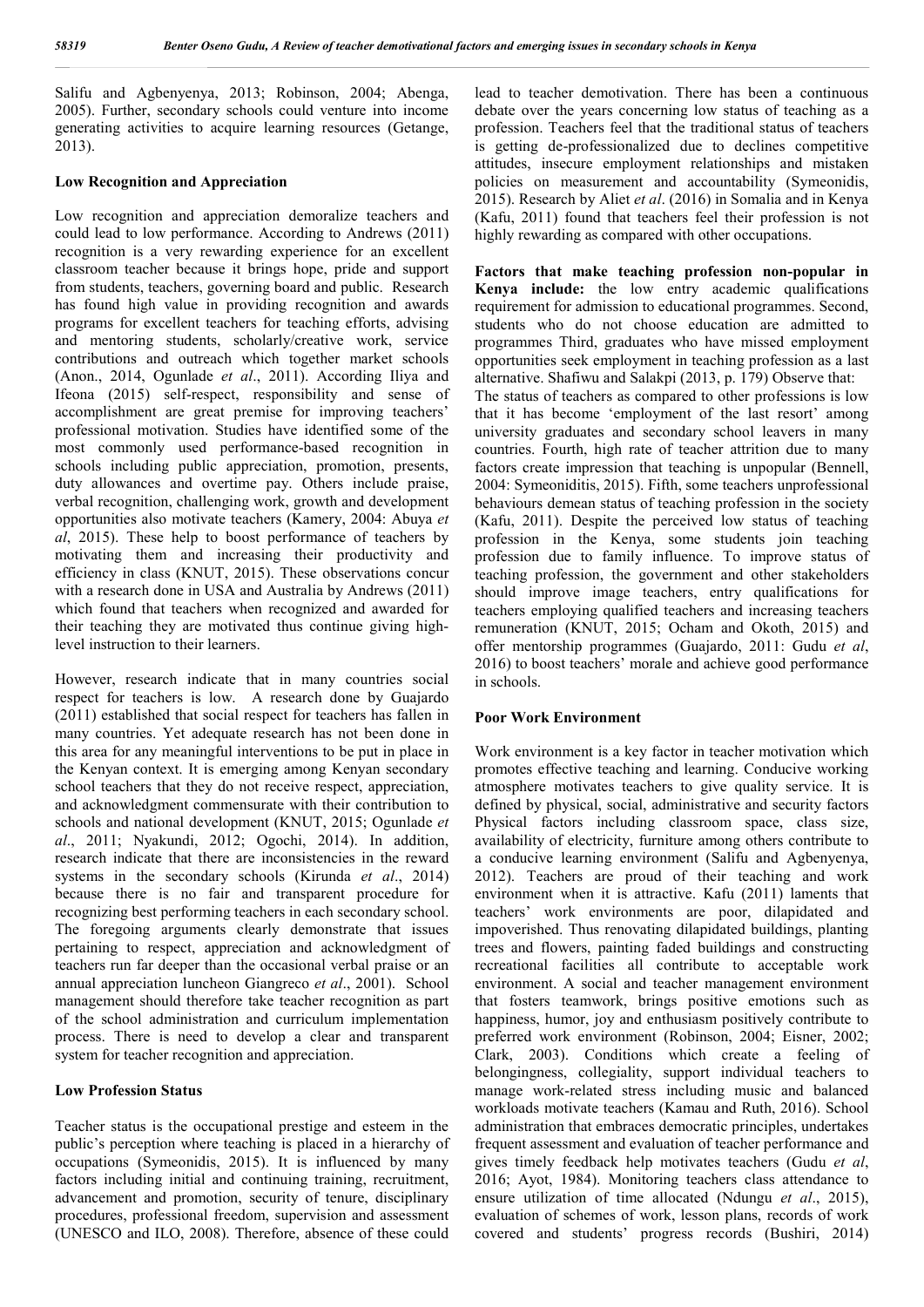Salifu and Agbenyenya, 2013; Robinson, 2004; Abenga, 2005). Further, secondary schools could venture into income generating activities to acquire learning resources (Getange, 2013).

### Low Recognition and Appreciation

Low recognition and appreciation demoralize teachers and could lead to low performance. According to Andrews (2011) recognition is a very rewarding experience for an excellent classroom teacher because it brings hope, pride and support from students, teachers, governing board and public. Research has found high value in providing recognition and awards programs for excellent teachers for teaching efforts, advising and mentoring students, scholarly/creative work, service contributions and outreach which together market schools (Anon., 2014, Ogunlade *et al*., 2011). According Iliya and Ifeona (2015) self-respect, responsibility and sense of accomplishment are great premise for improving teachers' professional motivation. Studies have identified some of the most commonly used performance-based recognition in schools including public appreciation, promotion, presents, duty allowances and overtime pay. Others include praise, verbal recognition, challenging work, growth and development opportunities also motivate teachers (Kamery, 2004: Abuya *et al*, 2015). These help to boost performance of teachers by motivating them and increasing their productivity and efficiency in class (KNUT, 2015). These observations concur with a research done in USA and Australia by Andrews (2011) which found that teachers when recognized and awarded for their teaching they are motivated thus continue giving high-level instruction to their learners.

However, research indicate that in many countries social respect for teachers is low. A research done by Guajardo (2011) established that social respect for teachers has fallen in many countries. Yet adequate research has not been done in this area for any meaningful interventions to be put in place in the Kenyan context. It is emerging among Kenyan secondary school teachers that they do not receive respect, appreciation, and acknowledgment commensurate with their contribution to schools and national development (KNUT, 2015; Ogunlade *et al*., 2011; Nyakundi, 2012; Ogochi, 2014). In addition, research indicate that there are inconsistencies in the reward systems in the secondary schools (Kirunda *et al*., 2014) because there is no fair and transparent procedure for recognizing best performing teachers in each secondary school. The foregoing arguments clearly demonstrate that issues pertaining to respect, appreciation and acknowledgment of teachers run far deeper than the occasional verbal praise or an annual appreciation luncheon Giangreco *et al*., 2001). School management should therefore take teacher recognition as part of the school administration and curriculum implementation process. There is need to develop a clear and transparent system for teacher recognition and appreciation.

### Low Profession Status

Teacher status is the occupational prestige and esteem in the public's perception where teaching is placed in a hierarchy of occupations (Symeonidis, 2015). It is influenced by many factors including initial and continuing training, recruitment, advancement and promotion, security of tenure, disciplinary procedures, professional freedom, supervision and assessment (UNESCO and ILO, 2008). Therefore, absence of these could lead to teacher demotivation. There has been a continuous debate over the years concerning low status of teaching as a profession. Teachers feel that the traditional status of teachers is getting de-professionalized due to declines competitive attitudes, insecure employment relationships and mistaken policies on measurement and accountability (Symeonidis, 2015). Research by Aliet *et al*. (2016) in Somalia and in Kenya (Kafu, 2011) found that teachers feel their profession is not highly rewarding as compared with other occupations.

**Factors that make teaching profession non-popular in Kenya include:** the low entry academic qualifications requirement for admission to educational programmes. Second, students who do not choose education are admitted to programmes Third, graduates who have missed employment opportunities seek employment in teaching profession as a last alternative. Shafiwu and Salakpi (2013, p. 179) Observe that:
The status of teachers as compared to other professions is low that it has become 'employment of the last resort' among university graduates and secondary school leavers in many countries. Fourth, high rate of teacher attrition due to many factors create impression that teaching is unpopular (Bennell, 2004: Symeoniditis, 2015). Fifth, some teachers unprofessional behaviours demean status of teaching profession in the society (Kafu, 2011). Despite the perceived low status of teaching profession in the Kenya, some students join teaching profession due to family influence. To improve status of teaching profession, the government and other stakeholders should improve image teachers, entry qualifications for teachers employing qualified teachers and increasing teachers remuneration (KNUT, 2015; Ocham and Okoth, 2015) and offer mentorship programmes (Guajardo, 2011: Gudu *et al*, 2016) to boost teachers' morale and achieve good performance in schools.

### Poor Work Environment

Work environment is a key factor in teacher motivation which promotes effective teaching and learning. Conducive working atmosphere motivates teachers to give quality service. It is defined by physical, social, administrative and security factors Physical factors including classroom space, class size, availability of electricity, furniture among others contribute to a conducive learning environment (Salifu and Agbenyenya, 2012). Teachers are proud of their teaching and work environment when it is attractive. Kafu (2011) laments that teachers' work environments are poor, dilapidated and impoverished. Thus renovating dilapidated buildings, planting trees and flowers, painting faded buildings and constructing recreational facilities all contribute to acceptable work environment. A social and teacher management environment that fosters teamwork, brings positive emotions such as happiness, humor, joy and enthusiasm positively contribute to preferred work environment (Robinson, 2004; Eisner, 2002; Clark, 2003). Conditions which create a feeling of belongingness, collegiality, support individual teachers to manage work-related stress including music and balanced workloads motivate teachers (Kamau and Ruth, 2016). School administration that embraces democratic principles, undertakes frequent assessment and evaluation of teacher performance and gives timely feedback help motivates teachers (Gudu *et al*, 2016; Ayot, 1984). Monitoring teachers class attendance to ensure utilization of time allocated (Ndungu *et al*., 2015), evaluation of schemes of work, lesson plans, records of work covered and students' progress records (Bushiri, 2014)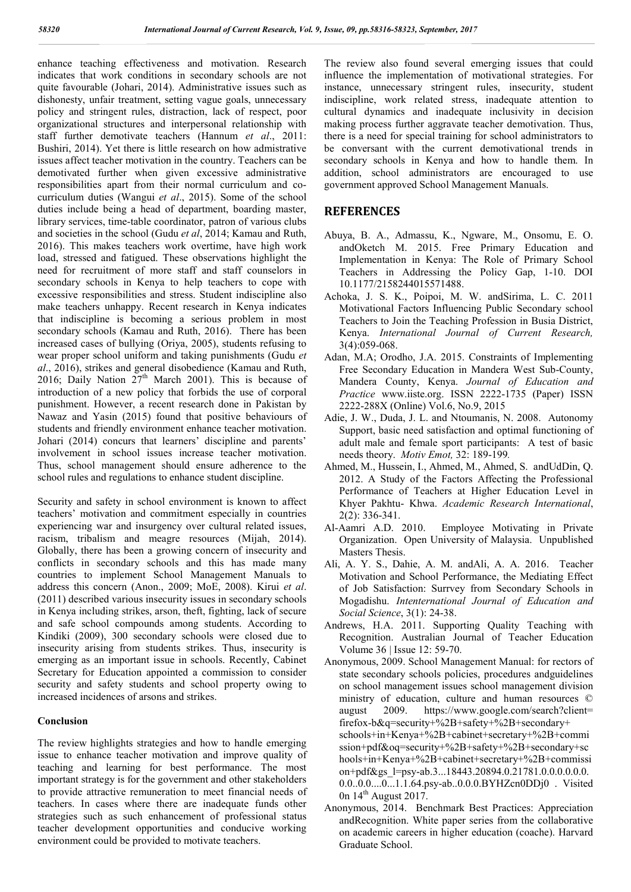enhance teaching effectiveness and motivation. Research indicates that work conditions in secondary schools are not quite favourable (Johari, 2014). Administrative issues such as dishonesty, unfair treatment, setting vague goals, unnecessary policy and stringent rules, distraction, lack of respect, poor organizational structures and interpersonal relationship with staff further demotivate teachers (Hannum *et al*., 2011: Bushiri, 2014). Yet there is little research on how admistrative issues affect teacher motivation in the country. Teachers can be demotivated further when given excessive administrative responsibilities apart from their normal curriculum and co-curriculum duties (Wangui *et al*., 2015). Some of the school duties include being a head of department, boarding master, library services, time-table coordinator, patron of various clubs and societies in the school (Gudu *et al*, 2014; Kamau and Ruth, 2016). This makes teachers work overtime, have high work load, stressed and fatigued. These observations highlight the need for recruitment of more staff and staff counselors in secondary schools in Kenya to help teachers to cope with excessive responsibilities and stress. Student indiscipline also make teachers unhappy. Recent research in Kenya indicates that indiscipline is becoming a serious problem in most secondary schools (Kamau and Ruth, 2016). There has been increased cases of bullying (Oriya, 2005), students refusing to wear proper school uniform and taking punishments (Gudu *et al*., 2016), strikes and general disobedience (Kamau and Ruth, 2016; Daily Nation 27th March 2001). This is because of introduction of a new policy that forbids the use of corporal punishment. However, a recent research done in Pakistan by Nawaz and Yasin (2015) found that positive behaviours of students and friendly environment enhance teacher motivation. Johari (2014) concurs that learners' discipline and parents' involvement in school issues increase teacher motivation. Thus, school management should ensure adherence to the school rules and regulations to enhance student discipline.

Security and safety in school environment is known to affect teachers' motivation and commitment especially in countries experiencing war and insurgency over cultural related issues, racism, tribalism and meagre resources (Mijah, 2014). Globally, there has been a growing concern of insecurity and conflicts in secondary schools and this has made many countries to implement School Management Manuals to address this concern (Anon., 2009; MoE, 2008). Kirui *et al*. (2011) described various insecurity issues in secondary schools in Kenya including strikes, arson, theft, fighting, lack of secure and safe school compounds among students. According to Kindiki (2009), 300 secondary schools were closed due to insecurity arising from students strikes. Thus, insecurity is emerging as an important issue in schools. Recently, Cabinet Secretary for Education appointed a commission to consider security and safety students and school property owing to increased incidences of arsons and strikes.

### Conclusion

The review highlights strategies and how to handle emerging issue to enhance teacher motivation and improve quality of teaching and learning for best performance. The most important strategy is for the government and other stakeholders to provide attractive remuneration to meet financial needs of teachers. In cases where there are inadequate funds other strategies such as such enhancement of professional status teacher development opportunities and conducive working environment could be provided to motivate teachers.

The review also found several emerging issues that could influence the implementation of motivational strategies. For instance, unnecessary stringent rules, insecurity, student indiscipline, work related stress, inadequate attention to cultural dynamics and inadequate inclusivity in decision making process further aggravate teacher demotivation. Thus, there is a need for special training for school administrators to be conversant with the current demotivational trends in secondary schools in Kenya and how to handle them. In addition, school administrators are encouraged to use government approved School Management Manuals.

## REFERENCES

- Abuya, B. A., Admassu, K., Ngware, M., Onsomu, E. O. andOketch M. 2015. Free Primary Education and Implementation in Kenya: The Role of Primary School Teachers in Addressing the Policy Gap, 1-10. DOI 10.1177/2158244015571488.
- Achoka, J. S. K., Poipoi, M. W. andSirima, L. C. 2011 Motivational Factors Influencing Public Secondary school Teachers to Join the Teaching Profession in Busia District, Kenya. *International Journal of Current Research,* 3(4):059-068.
- Adan, M.A; Orodho, J.A. 2015. Constraints of Implementing Free Secondary Education in Mandera West Sub-County, Mandera County, Kenya. *Journal of Education and Practice* www.iiste.org. ISSN 2222-1735 (Paper) ISSN 2222-288X (Online) Vol.6, No.9, 2015
- Adie, J. W., Duda, J. L. and Ntoumanis, N. 2008. Autonomy Support, basic need satisfaction and optimal functioning of adult male and female sport participants: A test of basic needs theory. *Motiv Emot,* 32: 189-199*.*
- Ahmed, M., Hussein, I., Ahmed, M., Ahmed, S. andUdDin, Q. 2012. A Study of the Factors Affecting the Professional Performance of Teachers at Higher Education Level in Khyer Pakhtu- Khwa. *Academic Research International*, 2(2): 336-341.
- Al-Aamri A.D. 2010. Employee Motivating in Private Organization. Open University of Malaysia. Unpublished Masters Thesis.
- Ali, A. Y. S., Dahie, A. M. andAli, A. A. 2016. Teacher Motivation and School Performance, the Mediating Effect of Job Satisfaction: Surrvey from Secondary Schools in Mogadishu. *Intenternational Journal of Education and Social Science*, 3(1): 24-38.
- Andrews, H.A. 2011. Supporting Quality Teaching with Recognition. Australian Journal of Teacher Education Volume 36 | Issue 12: 59-70.
- Anonymous, 2009. School Management Manual: for rectors of state secondary schools policies, procedures andguidelines on school management issues school management division ministry of education, culture and human resources © august 2009. https://www.google.com/search?client=firefox-b&q=security+%2B+safety+%2B+secondary+schools+in+Kenya+%2B+cabinet+secretary+%2B+commission+pdf&oq=security+%2B+safety+%2B+secondary+schools+in+Kenya+%2B+cabinet+secretary+%2B+commission+pdf&gs_l=psy-ab.3...18443.20894.0.21781.0.0.0.0.0.0.0.0..0.0....0...1.1.64.psy-ab..0.0.0.BYHZcn0DDj0 . Visited 0n 14th August 2017.
- Anonymous, 2014. Benchmark Best Practices: Appreciation andRecognition. White paper series from the collaborative on academic careers in higher education (coache). Harvard Graduate School.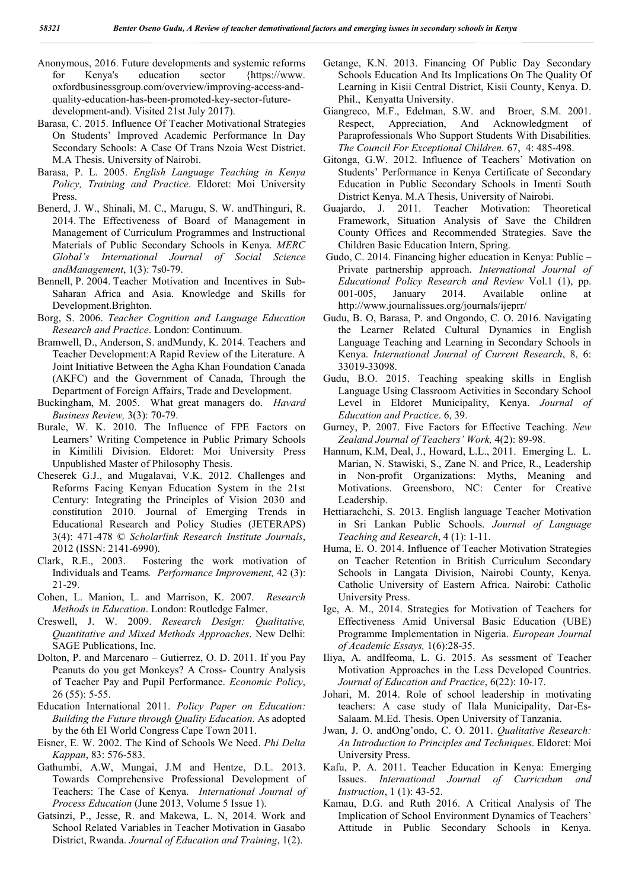Anonymous, 2016. Future developments and systemic reforms for Kenya's education sector {https://www.oxfordbusinessgroup.com/overview/improving-access-and-quality-education-has-been-promoted-key-sector-future-development-and). Visited 21st July 2017).

Barasa, C. 2015. Influence Of Teacher Motivational Strategies On Students' Improved Academic Performance In Day Secondary Schools: A Case Of Trans Nzoia West District. M.A Thesis. University of Nairobi.

Barasa, P. L. 2005. *English Language Teaching in Kenya Policy, Training and Practice*. Eldoret: Moi University Press.

Benerd, J. W., Shinali, M. C., Marugu, S. W. andThinguri, R. 2014. The Effectiveness of Board of Management in Management of Curriculum Programmes and Instructional Materials of Public Secondary Schools in Kenya. *MERC Global's International Journal of Social Science andManagement*, 1(3): 7s0-79.

Bennell, P. 2004. Teacher Motivation and Incentives in Sub-Saharan Africa and Asia. Knowledge and Skills for Development.Brighton.

Borg, S. 2006. *Teacher Cognition and Language Education Research and Practice*. London: Continuum.

Bramwell, D., Anderson, S. andMundy, K. 2014. Teachers and Teacher Development:A Rapid Review of the Literature. A Joint Initiative Between the Agha Khan Foundation Canada (AKFC) and the Government of Canada, Through the Department of Foreign Affairs, Trade and Development.

Buckingham, M. 2005. What great managers do. *Havard Business Review,* 3(3): 70-79.

Burale, W. K. 2010. The Influence of FPE Factors on Learners' Writing Competence in Public Primary Schools in Kimilili Division. Eldoret: Moi University Press Unpublished Master of Philosophy Thesis.

Cheserek G.J., and Mugalavai, V.K. 2012. Challenges and Reforms Facing Kenyan Education System in the 21st Century: Integrating the Principles of Vision 2030 and constitution 2010. Journal of Emerging Trends in Educational Research and Policy Studies (JETERAPS) 3(4): 471-478 © *Scholarlink Research Institute Journals*, 2012 (ISSN: 2141-6990).

Clark, R.E., 2003. Fostering the work motivation of Individuals and Teams*. Performance Improvement,* 42 (3): 21-29.

Cohen, L. Manion, L. and Marrison, K. 2007. *Research Methods in Education*. London: Routledge Falmer.

Creswell, J. W. 2009. *Research Design: Qualitative, Quantitative and Mixed Methods Approaches*. New Delhi: SAGE Publications, Inc.

Dolton, P. and Marcenaro – Gutierrez, O. D. 2011. If you Pay Peanuts do you get Monkeys? A Cross- Country Analysis of Teacher Pay and Pupil Performance. *Economic Policy*, 26 (55): 5-55.

Education International 2011. *Policy Paper on Education: Building the Future through Quality Education*. As adopted by the 6th EI World Congress Cape Town 2011.

Eisner, E. W. 2002. The Kind of Schools We Need. *Phi Delta Kappan*, 83: 576-583.

Gathumbi, A.W, Mungai, J.M and Hentze, D.L. 2013. Towards Comprehensive Professional Development of Teachers: The Case of Kenya. *International Journal of Process Education* (June 2013, Volume 5 Issue 1).

Gatsinzi, P., Jesse, R. and Makewa, L. N, 2014. Work and School Related Variables in Teacher Motivation in Gasabo District, Rwanda. *Journal of Education and Training*, 1(2).

Getange, K.N. 2013. Financing Of Public Day Secondary Schools Education And Its Implications On The Quality Of Learning in Kisii Central District, Kisii County, Kenya. D. Phil., Kenyatta University.

Giangreco, M.F., Edelman, S.W. and Broer, S.M. 2001. Respect, Appreciation, And Acknowledgment of Paraprofessionals Who Support Students With Disabilities*. The Council For Exceptional Children.* 67, 4: 485-498.

Gitonga, G.W. 2012. Influence of Teachers' Motivation on Students' Performance in Kenya Certificate of Secondary Education in Public Secondary Schools in Imenti South District Kenya. M.A Thesis, University of Nairobi.

Guajardo, J. 2011. Teacher Motivation: Theoretical Framework, Situation Analysis of Save the Children County Offices and Recommended Strategies. Save the Children Basic Education Intern, Spring.

Gudo, C. 2014. Financing higher education in Kenya: Public – Private partnership approach. *International Journal of Educational Policy Research and Review* Vol.1 (1), pp. 001-005, January 2014. Available online at http://www.journalissues.org/journals/ijeprr/

Gudu, B. O, Barasa, P. and Ongondo, C. O. 2016. Navigating the Learner Related Cultural Dynamics in English Language Teaching and Learning in Secondary Schools in Kenya. *International Journal of Current Research*, 8, 6: 33019-33098.

Gudu, B.O. 2015. Teaching speaking skills in English Language Using Classroom Activities in Secondary School Level in Eldoret Municipality, Kenya. *Journal of Education and Practice*. 6, 39.

Gurney, P. 2007. Five Factors for Effective Teaching. *New Zealand Journal of Teachers' Work,* 4(2): 89-98.

Hannum, K.M, Deal, J., Howard, L.L., 2011. Emerging L. L. Marian, N. Stawiski, S., Zane N. and Price, R., Leadership in Non-profit Organizations: Myths, Meaning and Motivations. Greensboro, NC: Center for Creative Leadership.

Hettiarachchi, S. 2013. English language Teacher Motivation in Sri Lankan Public Schools. *Journal of Language Teaching and Research*, 4 (1): 1-11.

Huma, E. O. 2014. Influence of Teacher Motivation Strategies on Teacher Retention in British Curriculum Secondary Schools in Langata Division, Nairobi County, Kenya. Catholic University of Eastern Africa. Nairobi: Catholic University Press.

Ige, A. M., 2014. Strategies for Motivation of Teachers for Effectiveness Amid Universal Basic Education (UBE) Programme Implementation in Nigeria. *European Journal of Academic Essays,* 1(6):28-35.

Iliya, A. andIfeoma, L. G. 2015. As sessment of Teacher Motivation Approaches in the Less Developed Countries. *Journal of Education and Practice*, 6(22): 10-17.

Johari, M. 2014. Role of school leadership in motivating teachers: A case study of Ilala Municipality, Dar-Es-Salaam. M.Ed. Thesis. Open University of Tanzania.

Jwan, J. O. andOng'ondo, C. O. 2011. *Qualitative Research: An Introduction to Principles and Techniques*. Eldoret: Moi University Press.

Kafu, P. A. 2011. Teacher Education in Kenya: Emerging Issues. *International Journal of Curriculum and Instruction*, 1 (1): 43-52.

Kamau, D.G. and Ruth 2016. A Critical Analysis of The Implication of School Environment Dynamics of Teachers' Attitude in Public Secondary Schools in Kenya.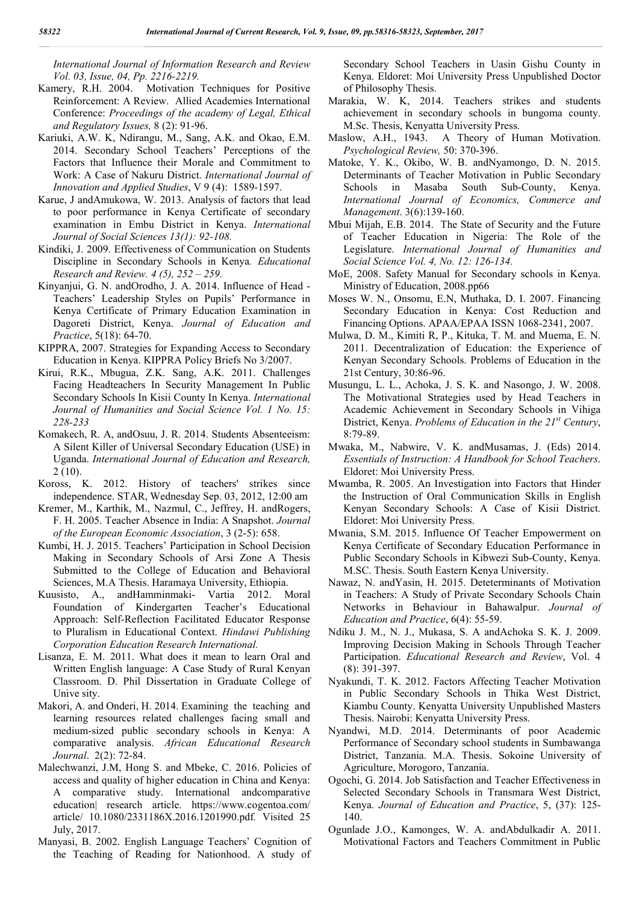*International Journal of Information Research and Review Vol. 03, Issue, 04, Pp. 2216-2219.*

Kamery, R.H. 2004. Motivation Techniques for Positive Reinforcement: A Review. Allied Academies International Conference: *Proceedings of the academy of Legal, Ethical and Regulatory Issues,* 8 (2): 91-96.

Kariuki, A.W. K, Ndirangu, M., Sang, A.K. and Okao, E.M. 2014. Secondary School Teachers' Perceptions of the Factors that Influence their Morale and Commitment to Work: A Case of Nakuru District. *International Journal of Innovation and Applied Studies*, V 9 (4): 1589-1597.

Karue, J andAmukowa, W. 2013. Analysis of factors that lead to poor performance in Kenya Certificate of secondary examination in Embu District in Kenya. *International Journal of Social Sciences 13(1): 92-108.*

Kindiki, J. 2009. Effectiveness of Communication on Students Discipline in Secondary Schools in Kenya*. Educational Research and Review. 4 (5), 252 – 259.*

Kinyanjui, G. N. andOrodho, J. A. 2014. Influence of Head - Teachers' Leadership Styles on Pupils' Performance in Kenya Certificate of Primary Education Examination in Dagoreti District, Kenya. *Journal of Education and Practice*, 5(18): 64-70.

KIPPRA, 2007. Strategies for Expanding Access to Secondary Education in Kenya. KIPPRA Policy Briefs No 3/2007.

Kirui, R.K., Mbugua, Z.K. Sang, A.K. 2011. Challenges Facing Headteachers In Security Management In Public Secondary Schools In Kisii County In Kenya. *International Journal of Humanities and Social Science Vol. 1 No. 15: 228-233*

Komakech, R. A, andOsuu, J. R. 2014. Students Absenteeism: A Silent Killer of Universal Secondary Education (USE) in Uganda. *International Journal of Education and Research,* 2 (10).

Koross, K. 2012. History of teachers' strikes since independence. STAR, Wednesday Sep. 03, 2012, 12:00 am

Kremer, M., Karthik, M., Nazmul, C., Jeffrey, H. andRogers, F. H. 2005. Teacher Absence in India: A Snapshot. *Journal of the European Economic Association*, 3 (2-5): 658.

Kumbi, H. J. 2015. Teachers' Participation in School Decision Making in Secondary Schools of Arsi Zone A Thesis Submitted to the College of Education and Behavioral Sciences, M.A Thesis. Haramaya University, Ethiopia.

Kuusisto, A., andHamminmaki- Vartia 2012. Moral Foundation of Kindergarten Teacher's Educational Approach: Self-Reflection Facilitated Educator Response to Pluralism in Educational Context. *Hindawi Publishing Corporation Education Research International.*

Lisanza, E. M. 2011. What does it mean to learn Oral and Written English language: A Case Study of Rural Kenyan Classroom. D. Phil Dissertation in Graduate College of Unive sity.

Makori, A. and Onderi, H. 2014. Examining the teaching and learning resources related challenges facing small and medium-sized public secondary schools in Kenya: A comparative analysis. *African Educational Research Journal*. 2(2): 72-84.

Malechwanzi, J.M, Hong S. and Mbeke, C. 2016. Policies of access and quality of higher education in China and Kenya: A comparative study. International andcomparative education| research article. https://www.cogentoa.com/ article/ 10.1080/2331186X.2016.1201990.pdf*.* Visited 25 July, 2017.

Manyasi, B. 2002. English Language Teachers' Cognition of the Teaching of Reading for Nationhood. A study of Secondary School Teachers in Uasin Gishu County in Kenya. Eldoret: Moi University Press Unpublished Doctor of Philosophy Thesis.

Marakia, W. K, 2014. Teachers strikes and students achievement in secondary schools in bungoma county. M.Sc. Thesis, Kenyatta University Press.

Maslow, A.H., 1943. A Theory of Human Motivation. *Psychological Review,* 50: 370-396.

Matoke, Y. K., Okibo, W. B. andNyamongo, D. N. 2015. Determinants of Teacher Motivation in Public Secondary Schools in Masaba South Sub-County, Kenya. *International Journal of Economics, Commerce and Management*. 3(6):139-160.

Mbui Mijah, E.B. 2014. The State of Security and the Future of Teacher Education in Nigeria: The Role of the Legislature. *International Journal of Humanities and Social Science Vol. 4, No. 12: 126-134.*

MoE, 2008. Safety Manual for Secondary schools in Kenya. Ministry of Education, 2008.pp66

Moses W. N., Onsomu, E.N, Muthaka, D. I. 2007. Financing Secondary Education in Kenya: Cost Reduction and Financing Options. APAA/EPAA ISSN 1068-2341, 2007.

Mulwa, D. M., Kimiti R, P., Kituka, T. M. and Muema, E. N. 2011. Decentralization of Education: the Experience of Kenyan Secondary Schools. Problems of Education in the 21st Century, 30:86-96.

Musungu, L. L., Achoka, J. S. K. and Nasongo, J. W. 2008. The Motivational Strategies used by Head Teachers in Academic Achievement in Secondary Schools in Vihiga District, Kenya. *Problems of Education in the 21st Century*, 8:79-89.

Mwaka, M., Nabwire, V. K. andMusamas, J. (Eds) 2014. *Essentials of Instruction: A Handbook for School Teachers*. Eldoret: Moi University Press.

Mwamba, R. 2005. An Investigation into Factors that Hinder the Instruction of Oral Communication Skills in English Kenyan Secondary Schools: A Case of Kisii District. Eldoret: Moi University Press.

Mwania, S.M. 2015. Influence Of Teacher Empowerment on Kenya Certificate of Secondary Education Performance in Public Secondary Schools in Kibwezi Sub-County, Kenya. M.SC. Thesis. South Eastern Kenya University.

Nawaz, N. andYasin, H. 2015. Deteterminants of Motivation in Teachers: A Study of Private Secondary Schools Chain Networks in Behaviour in Bahawalpur. *Journal of Education and Practice*, 6(4): 55-59.

Ndiku J. M., N. J., Mukasa, S. A andAchoka S. K. J. 2009. Improving Decision Making in Schools Through Teacher Participation. *Educational Research and Review*, Vol. 4 (8): 391-397.

Nyakundi, T. K. 2012. Factors Affecting Teacher Motivation in Public Secondary Schools in Thika West District, Kiambu County. Kenyatta University Unpublished Masters Thesis. Nairobi: Kenyatta University Press.

Nyandwi, M.D. 2014. Determinants of poor Academic Performance of Secondary school students in Sumbawanga District, Tanzania. M.A. Thesis. Sokoine University of Agriculture, Morogoro, Tanzania.

Ogochi, G. 2014. Job Satisfaction and Teacher Effectiveness in Selected Secondary Schools in Transmara West District, Kenya. *Journal of Education and Practice*, 5, (37): 125-140.

Ogunlade J.O., Kamonges, W. A. andAbdulkadir A. 2011. Motivational Factors and Teachers Commitment in Public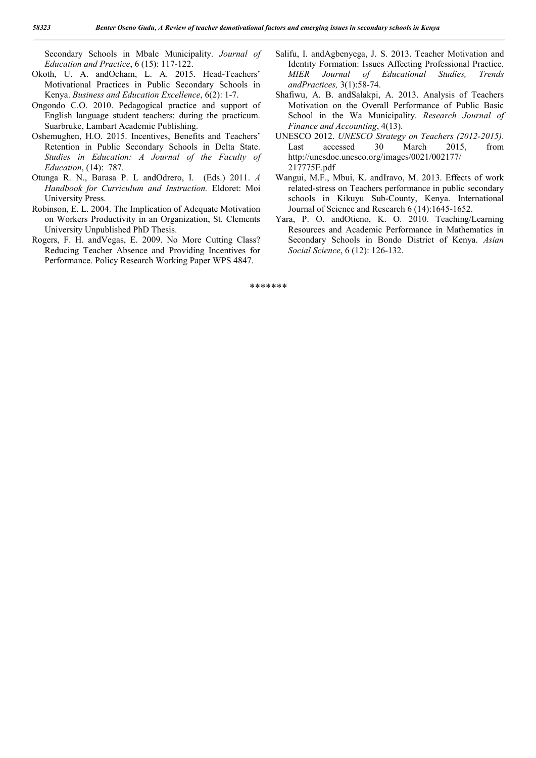Secondary Schools in Mbale Municipality. *Journal of Education and Practice*, 6 (15): 117-122.

Okoth, U. A. andOcham, L. A. 2015. Head-Teachers' Motivational Practices in Public Secondary Schools in Kenya. *Business and Education Excellence*, 6(2): 1-7.

Ongondo C.O. 2010. Pedagogical practice and support of English language student teachers: during the practicum. Suarbruke, Lambart Academic Publishing.

Oshemughen, H.O. 2015. Incentives, Benefits and Teachers' Retention in Public Secondary Schools in Delta State. *Studies in Education: A Journal of the Faculty of Education*, (14): 787.

Otunga R. N., Barasa P. L andOdrero, I. (Eds.) 2011. *A Handbook for Curriculum and Instruction.* Eldoret: Moi University Press.

Robinson, E. L. 2004. The Implication of Adequate Motivation on Workers Productivity in an Organization, St. Clements University Unpublished PhD Thesis.

Rogers, F. H. andVegas, E. 2009. No More Cutting Class? Reducing Teacher Absence and Providing Incentives for Performance. Policy Research Working Paper WPS 4847.

Salifu, I. andAgbenyega, J. S. 2013. Teacher Motivation and Identity Formation: Issues Affecting Professional Practice. *MIER Journal of Educational Studies, Trends andPractices,* 3(1):58-74.

Shafiwu, A. B. andSalakpi, A. 2013. Analysis of Teachers Motivation on the Overall Performance of Public Basic School in the Wa Municipality. *Research Journal of Finance and Accounting*, 4(13).

UNESCO 2012. *UNESCO Strategy on Teachers (2012-2015)*. Last accessed 30 March 2015, from http://unesdoc.unesco.org/images/0021/002177/217775E.pdf

Wangui, M.F., Mbui, K. andIravo, M. 2013. Effects of work related-stress on Teachers performance in public secondary schools in Kikuyu Sub-County, Kenya. International Journal of Science and Research 6 (14):1645-1652.

Yara, P. O. andOtieno, K. O. 2010. Teaching/Learning Resources and Academic Performance in Mathematics in Secondary Schools in Bondo District of Kenya. *Asian Social Science*, 6 (12): 126-132.

*******